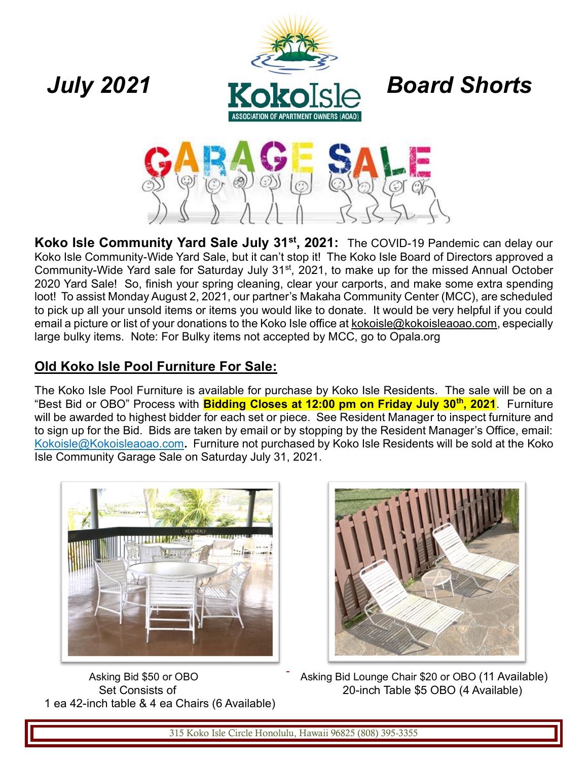*July 2021* **Koko Isle** ASSOCIATION OF APARTMENT OWNERS (AOAO) ***Board Shorts***

GARAGE SALE

**Koko Isle Community Yard Sale July 31st, 2021:** The COVID-19 Pandemic can delay our Koko Isle Community-Wide Yard Sale, but it can't stop it! The Koko Isle Board of Directors approved a Community-Wide Yard sale for Saturday July 31st, 2021, to make up for the missed Annual October 2020 Yard Sale! So, finish your spring cleaning, clear your carports, and make some extra spending loot! To assist Monday August 2, 2021, our partner's Makaha Community Center (MCC), are scheduled to pick up all your unsold items or items you would like to donate. It would be very helpful if you could email a picture or list of your donations to the Koko Isle office at kokoisle@kokoisleaoao.com, especially large bulky items. Note: For Bulky items not accepted by MCC, go to Opala.org

## Old Koko Isle Pool Furniture For Sale:

The Koko Isle Pool Furniture is available for purchase by Koko Isle Residents. The sale will be on a "Best Bid or OBO" Process with **Bidding Closes at 12:00 pm on Friday July 30th, 2021**. Furniture will be awarded to highest bidder for each set or piece. See Resident Manager to inspect furniture and to sign up for the Bid. Bids are taken by email or by stopping by the Resident Manager's Office, email: Kokoisle@Kokoisleaoao.com**.** Furniture not purchased by Koko Isle Residents will be sold at the Koko Isle Community Garage Sale on Saturday July 31, 2021.

Asking Bid $50 or OBO
Set Consists of
1 ea 42-inch table & 4 ea Chairs (6 Available)

Asking Bid Lounge Chair $20 or OBO (11 Available)
20-inch Table $5 OBO (4 Available)

315 Koko Isle Circle Honolulu, Hawaii 96825 (808) 395-3355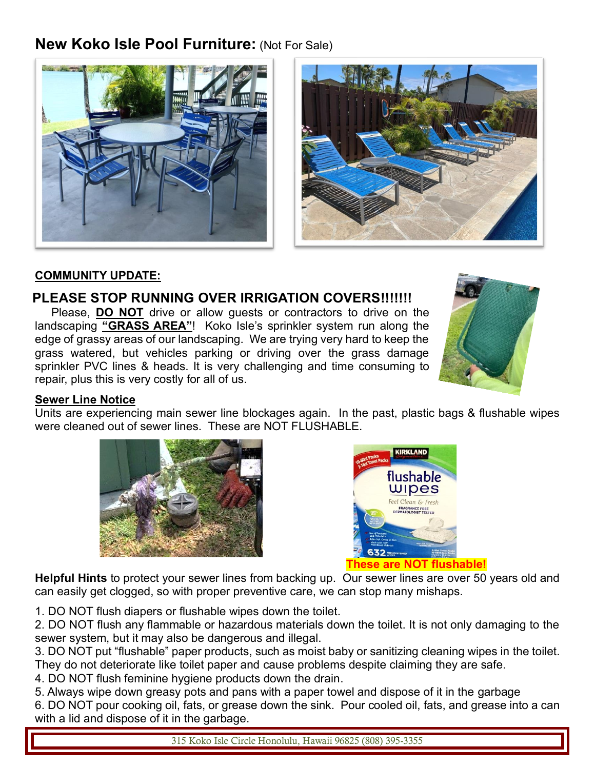## New Koko Isle Pool Furniture: (Not For Sale)

**COMMUNITY UPDATE:**

### PLEASE STOP RUNNING OVER IRRIGATION COVERS!!!!!!!

Please, **DO NOT** drive or allow guests or contractors to drive on the landscaping **"GRASS AREA"**! Koko Isle's sprinkler system run along the edge of grassy areas of our landscaping. We are trying very hard to keep the grass watered, but vehicles parking or driving over the grass damage sprinkler PVC lines & heads. It is very challenging and time consuming to repair, plus this is very costly for all of us.

**Sewer Line Notice**

Units are experiencing main sewer line blockages again. In the past, plastic bags & flushable wipes were cleaned out of sewer lines. These are NOT FLUSHABLE.

**These are NOT flushable!**

**Helpful Hints** to protect your sewer lines from backing up. Our sewer lines are over 50 years old and can easily get clogged, so with proper preventive care, we can stop many mishaps.

1. DO NOT flush diapers or flushable wipes down the toilet.
2. DO NOT flush any flammable or hazardous materials down the toilet. It is not only damaging to the sewer system, but it may also be dangerous and illegal.
3. DO NOT put "flushable" paper products, such as moist baby or sanitizing cleaning wipes in the toilet. They do not deteriorate like toilet paper and cause problems despite claiming they are safe.
4. DO NOT flush feminine hygiene products down the drain.
5. Always wipe down greasy pots and pans with a paper towel and dispose of it in the garbage
6. DO NOT pour cooking oil, fats, or grease down the sink. Pour cooled oil, fats, and grease into a can with a lid and dispose of it in the garbage.

315 Koko Isle Circle Honolulu, Hawaii 96825 (808) 395-3355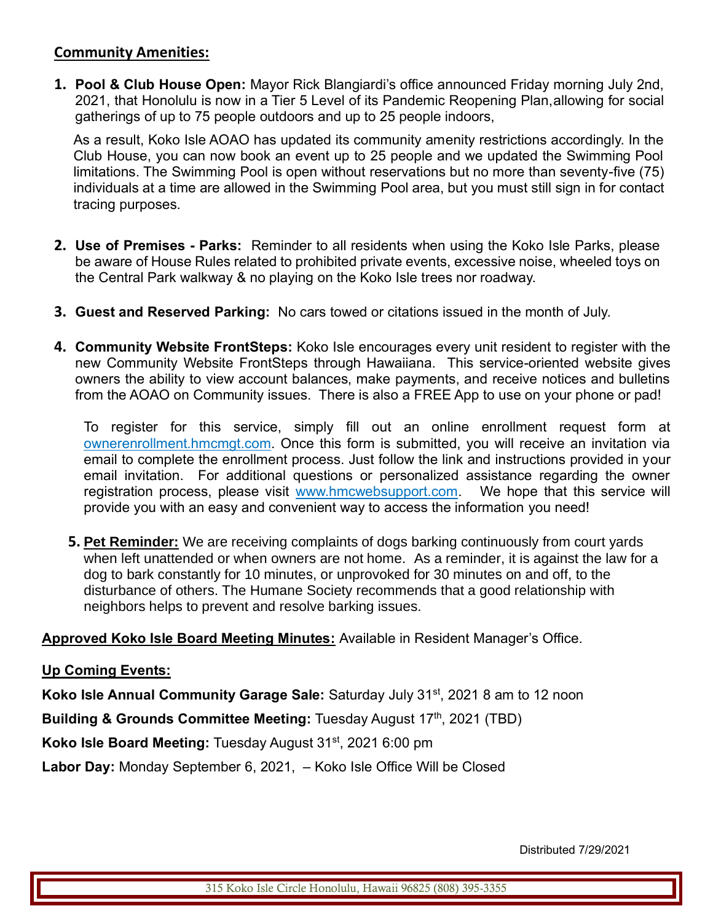## **Community Amenities:**

1. **Pool & Club House Open:** Mayor Rick Blangiardi's office announced Friday morning July 2nd, 2021, that Honolulu is now in a Tier 5 Level of its Pandemic Reopening Plan, allowing for social gatherings of up to 75 people outdoors and up to 25 people indoors,

   As a result, Koko Isle AOAO has updated its community amenity restrictions accordingly. In the Club House, you can now book an event up to 25 people and we updated the Swimming Pool limitations. The Swimming Pool is open without reservations but no more than seventy-five (75) individuals at a time are allowed in the Swimming Pool area, but you must still sign in for contact tracing purposes.

2. **Use of Premises - Parks:** Reminder to all residents when using the Koko Isle Parks, please be aware of House Rules related to prohibited private events, excessive noise, wheeled toys on the Central Park walkway & no playing on the Koko Isle trees nor roadway.

3. **Guest and Reserved Parking:** No cars towed or citations issued in the month of July.

4. **Community Website FrontSteps:** Koko Isle encourages every unit resident to register with the new Community Website FrontSteps through Hawaiiana. This service-oriented website gives owners the ability to view account balances, make payments, and receive notices and bulletins from the AOAO on Community issues. There is also a FREE App to use on your phone or pad!

   To register for this service, simply fill out an online enrollment request form at ownerenrollment.hmcmgt.com. Once this form is submitted, you will receive an invitation via email to complete the enrollment process. Just follow the link and instructions provided in your email invitation. For additional questions or personalized assistance regarding the owner registration process, please visit www.hmcwebsupport.com. We hope that this service will provide you with an easy and convenient way to access the information you need!

5. **Pet Reminder:** We are receiving complaints of dogs barking continuously from court yards when left unattended or when owners are not home. As a reminder, it is against the law for a dog to bark constantly for 10 minutes, or unprovoked for 30 minutes on and off, to the disturbance of others. The Humane Society recommends that a good relationship with neighbors helps to prevent and resolve barking issues.

**Approved Koko Isle Board Meeting Minutes:** Available in Resident Manager's Office.

**Up Coming Events:**

**Koko Isle Annual Community Garage Sale:** Saturday July 31st, 2021 8 am to 12 noon

**Building & Grounds Committee Meeting:** Tuesday August 17th, 2021 (TBD)

**Koko Isle Board Meeting:** Tuesday August 31st, 2021 6:00 pm

**Labor Day:** Monday September 6, 2021, – Koko Isle Office Will be Closed

Distributed 7/29/2021

315 Koko Isle Circle Honolulu, Hawaii 96825 (808) 395-3355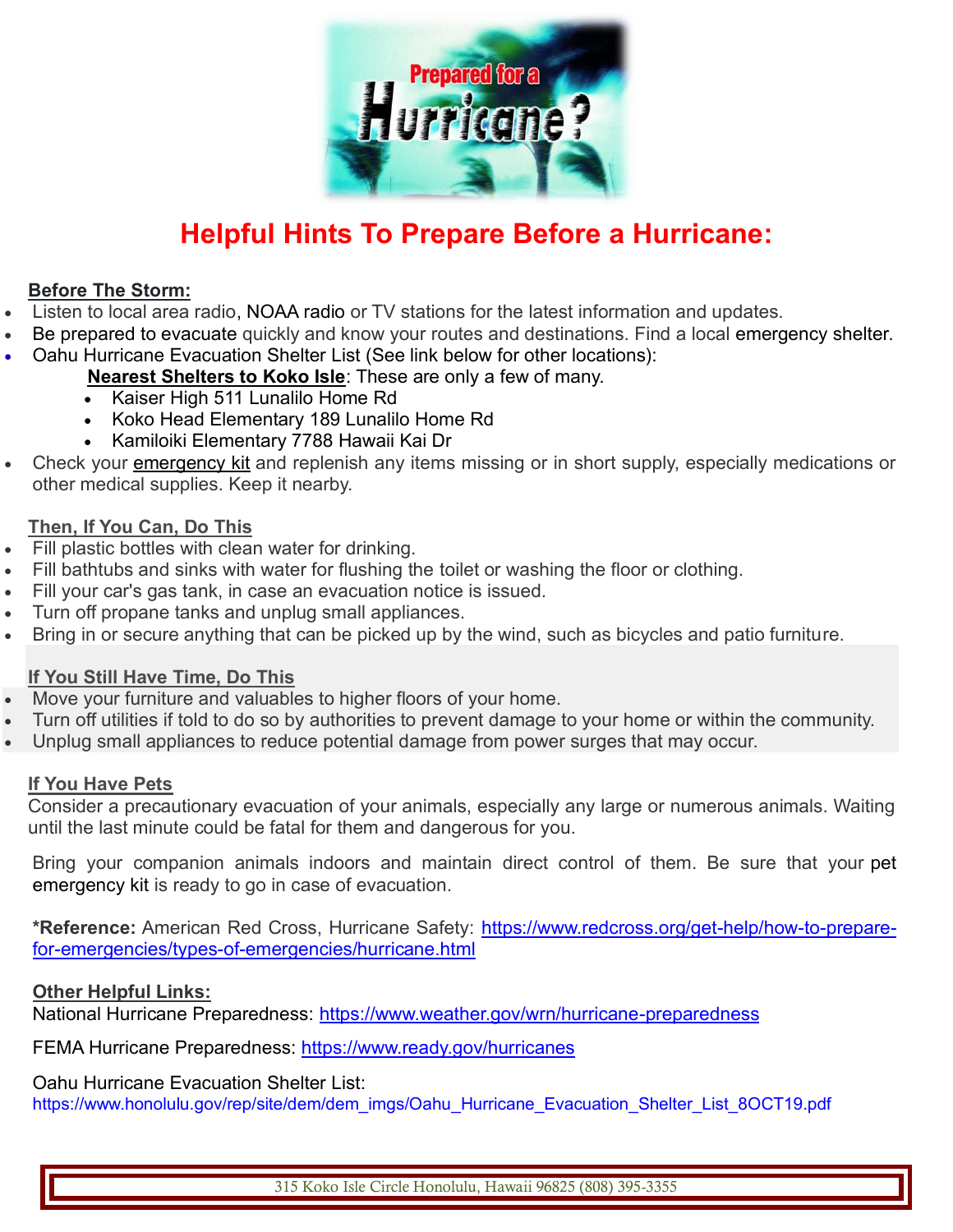# Helpful Hints To Prepare Before a Hurricane:

**Before The Storm:**

- Listen to local area radio, NOAA radio or TV stations for the latest information and updates.
- Be prepared to evacuate quickly and know your routes and destinations. Find a local emergency shelter.
- Oahu Hurricane Evacuation Shelter List (See link below for other locations):

  **Nearest Shelters to Koko Isle**: These are only a few of many.

  - Kaiser High 511 Lunalilo Home Rd
  - Koko Head Elementary 189 Lunalilo Home Rd
  - Kamiloiki Elementary 7788 Hawaii Kai Dr
- Check your emergency kit and replenish any items missing or in short supply, especially medications or other medical supplies. Keep it nearby.

**Then, If You Can, Do This**

- Fill plastic bottles with clean water for drinking.
- Fill bathtubs and sinks with water for flushing the toilet or washing the floor or clothing.
- Fill your car's gas tank, in case an evacuation notice is issued.
- Turn off propane tanks and unplug small appliances.
- Bring in or secure anything that can be picked up by the wind, such as bicycles and patio furniture.

**If You Still Have Time, Do This**

- Move your furniture and valuables to higher floors of your home.
- Turn off utilities if told to do so by authorities to prevent damage to your home or within the community.
- Unplug small appliances to reduce potential damage from power surges that may occur.

**If You Have Pets**

Consider a precautionary evacuation of your animals, especially any large or numerous animals. Waiting until the last minute could be fatal for them and dangerous for you.

Bring your companion animals indoors and maintain direct control of them. Be sure that your pet emergency kit is ready to go in case of evacuation.

***Reference:** American Red Cross, Hurricane Safety: https://www.redcross.org/get-help/how-to-prepare-for-emergencies/types-of-emergencies/hurricane.html

**Other Helpful Links:**

National Hurricane Preparedness: https://www.weather.gov/wrn/hurricane-preparedness

FEMA Hurricane Preparedness: https://www.ready.gov/hurricanes

Oahu Hurricane Evacuation Shelter List:
https://www.honolulu.gov/rep/site/dem/dem_imgs/Oahu_Hurricane_Evacuation_Shelter_List_8OCT19.pdf

315 Koko Isle Circle Honolulu, Hawaii 96825 (808) 395-3355